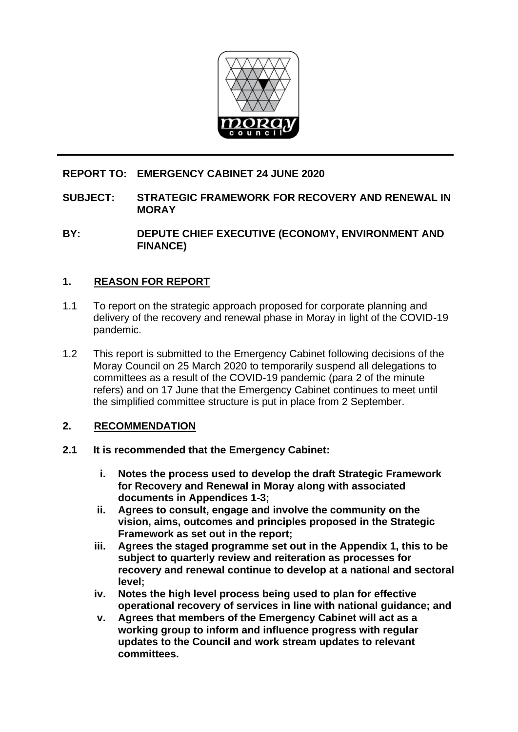**REPORT TO: EMERGENCY CABINET 24 JUNE 2020**

**SUBJECT: STRATEGIC FRAMEWORK FOR RECOVERY AND RENEWAL IN MORAY**

**BY: DEPUTE CHIEF EXECUTIVE (ECONOMY, ENVIRONMENT AND FINANCE)**

## 1. REASON FOR REPORT

1.1 To report on the strategic approach proposed for corporate planning and delivery of the recovery and renewal phase in Moray in light of the COVID-19 pandemic.

1.2 This report is submitted to the Emergency Cabinet following decisions of the Moray Council on 25 March 2020 to temporarily suspend all delegations to committees as a result of the COVID-19 pandemic (para 2 of the minute refers) and on 17 June that the Emergency Cabinet continues to meet until the simplified committee structure is put in place from 2 September.

## 2. RECOMMENDATION

**2.1 It is recommended that the Emergency Cabinet:**

- **i. Notes the process used to develop the draft Strategic Framework for Recovery and Renewal in Moray along with associated documents in Appendices 1-3;**
- **ii. Agrees to consult, engage and involve the community on the vision, aims, outcomes and principles proposed in the Strategic Framework as set out in the report;**
- **iii. Agrees the staged programme set out in the Appendix 1, this to be subject to quarterly review and reiteration as processes for recovery and renewal continue to develop at a national and sectoral level;**
- **iv. Notes the high level process being used to plan for effective operational recovery of services in line with national guidance; and**
- **v. Agrees that members of the Emergency Cabinet will act as a working group to inform and influence progress with regular updates to the Council and work stream updates to relevant committees.**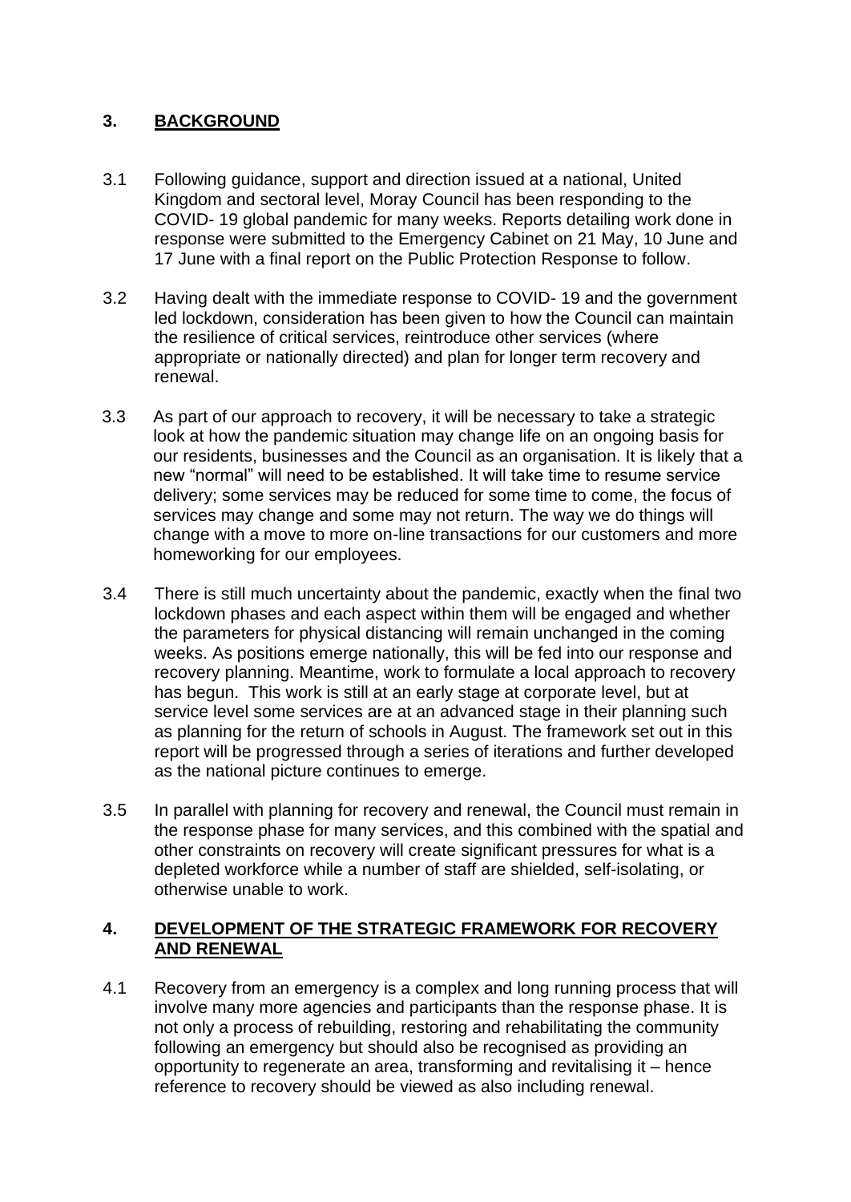## 3. BACKGROUND

3.1 Following guidance, support and direction issued at a national, United Kingdom and sectoral level, Moray Council has been responding to the COVID- 19 global pandemic for many weeks. Reports detailing work done in response were submitted to the Emergency Cabinet on 21 May, 10 June and 17 June with a final report on the Public Protection Response to follow.

3.2 Having dealt with the immediate response to COVID- 19 and the government led lockdown, consideration has been given to how the Council can maintain the resilience of critical services, reintroduce other services (where appropriate or nationally directed) and plan for longer term recovery and renewal.

3.3 As part of our approach to recovery, it will be necessary to take a strategic look at how the pandemic situation may change life on an ongoing basis for our residents, businesses and the Council as an organisation. It is likely that a new "normal" will need to be established. It will take time to resume service delivery; some services may be reduced for some time to come, the focus of services may change and some may not return. The way we do things will change with a move to more on-line transactions for our customers and more homeworking for our employees.

3.4 There is still much uncertainty about the pandemic, exactly when the final two lockdown phases and each aspect within them will be engaged and whether the parameters for physical distancing will remain unchanged in the coming weeks. As positions emerge nationally, this will be fed into our response and recovery planning. Meantime, work to formulate a local approach to recovery has begun. This work is still at an early stage at corporate level, but at service level some services are at an advanced stage in their planning such as planning for the return of schools in August. The framework set out in this report will be progressed through a series of iterations and further developed as the national picture continues to emerge.

3.5 In parallel with planning for recovery and renewal, the Council must remain in the response phase for many services, and this combined with the spatial and other constraints on recovery will create significant pressures for what is a depleted workforce while a number of staff are shielded, self-isolating, or otherwise unable to work.

## 4. DEVELOPMENT OF THE STRATEGIC FRAMEWORK FOR RECOVERY AND RENEWAL

4.1 Recovery from an emergency is a complex and long running process that will involve many more agencies and participants than the response phase. It is not only a process of rebuilding, restoring and rehabilitating the community following an emergency but should also be recognised as providing an opportunity to regenerate an area, transforming and revitalising it – hence reference to recovery should be viewed as also including renewal.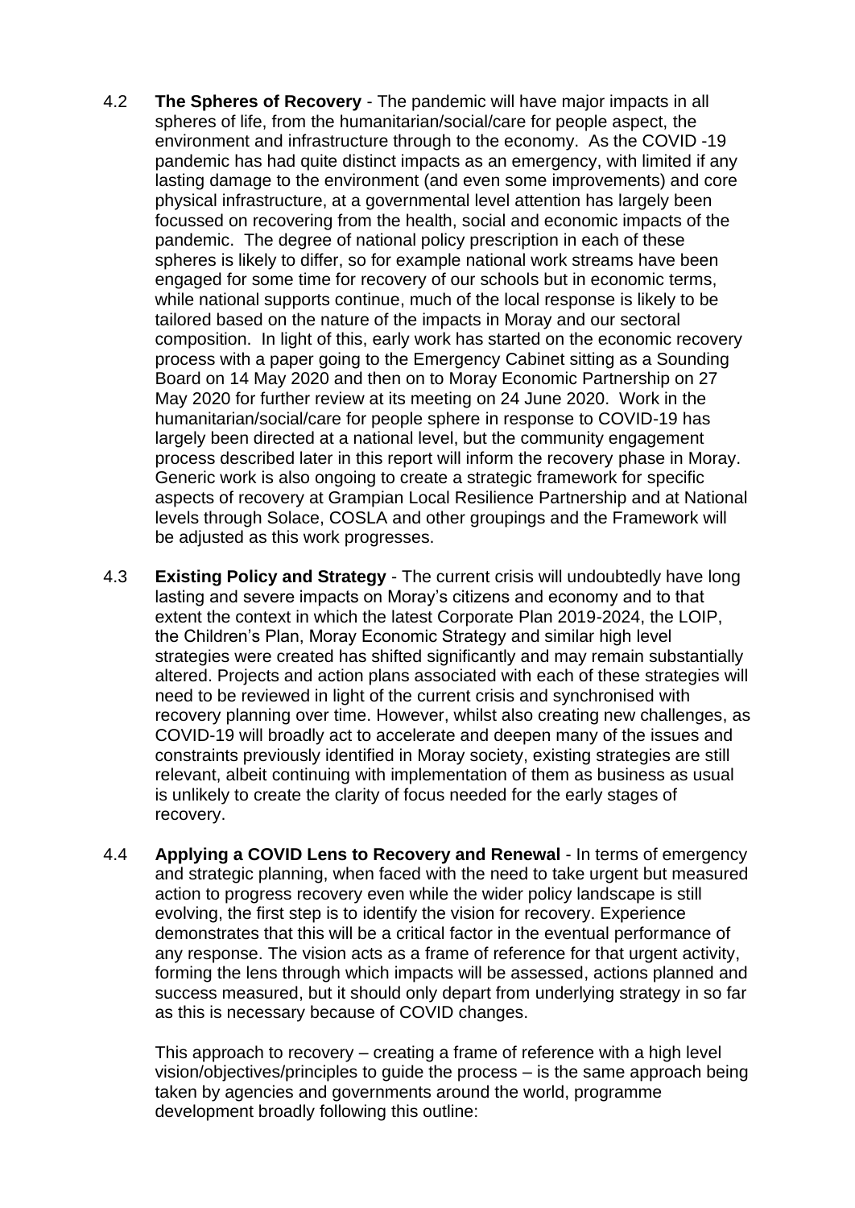4.2 **The Spheres of Recovery** - The pandemic will have major impacts in all spheres of life, from the humanitarian/social/care for people aspect, the environment and infrastructure through to the economy. As the COVID -19 pandemic has had quite distinct impacts as an emergency, with limited if any lasting damage to the environment (and even some improvements) and core physical infrastructure, at a governmental level attention has largely been focussed on recovering from the health, social and economic impacts of the pandemic. The degree of national policy prescription in each of these spheres is likely to differ, so for example national work streams have been engaged for some time for recovery of our schools but in economic terms, while national supports continue, much of the local response is likely to be tailored based on the nature of the impacts in Moray and our sectoral composition. In light of this, early work has started on the economic recovery process with a paper going to the Emergency Cabinet sitting as a Sounding Board on 14 May 2020 and then on to Moray Economic Partnership on 27 May 2020 for further review at its meeting on 24 June 2020. Work in the humanitarian/social/care for people sphere in response to COVID-19 has largely been directed at a national level, but the community engagement process described later in this report will inform the recovery phase in Moray. Generic work is also ongoing to create a strategic framework for specific aspects of recovery at Grampian Local Resilience Partnership and at National levels through Solace, COSLA and other groupings and the Framework will be adjusted as this work progresses.

4.3 **Existing Policy and Strategy** - The current crisis will undoubtedly have long lasting and severe impacts on Moray's citizens and economy and to that extent the context in which the latest Corporate Plan 2019-2024, the LOIP, the Children's Plan, Moray Economic Strategy and similar high level strategies were created has shifted significantly and may remain substantially altered. Projects and action plans associated with each of these strategies will need to be reviewed in light of the current crisis and synchronised with recovery planning over time. However, whilst also creating new challenges, as COVID-19 will broadly act to accelerate and deepen many of the issues and constraints previously identified in Moray society, existing strategies are still relevant, albeit continuing with implementation of them as business as usual is unlikely to create the clarity of focus needed for the early stages of recovery.

4.4 **Applying a COVID Lens to Recovery and Renewal** - In terms of emergency and strategic planning, when faced with the need to take urgent but measured action to progress recovery even while the wider policy landscape is still evolving, the first step is to identify the vision for recovery. Experience demonstrates that this will be a critical factor in the eventual performance of any response. The vision acts as a frame of reference for that urgent activity, forming the lens through which impacts will be assessed, actions planned and success measured, but it should only depart from underlying strategy in so far as this is necessary because of COVID changes.

This approach to recovery – creating a frame of reference with a high level vision/objectives/principles to guide the process – is the same approach being taken by agencies and governments around the world, programme development broadly following this outline: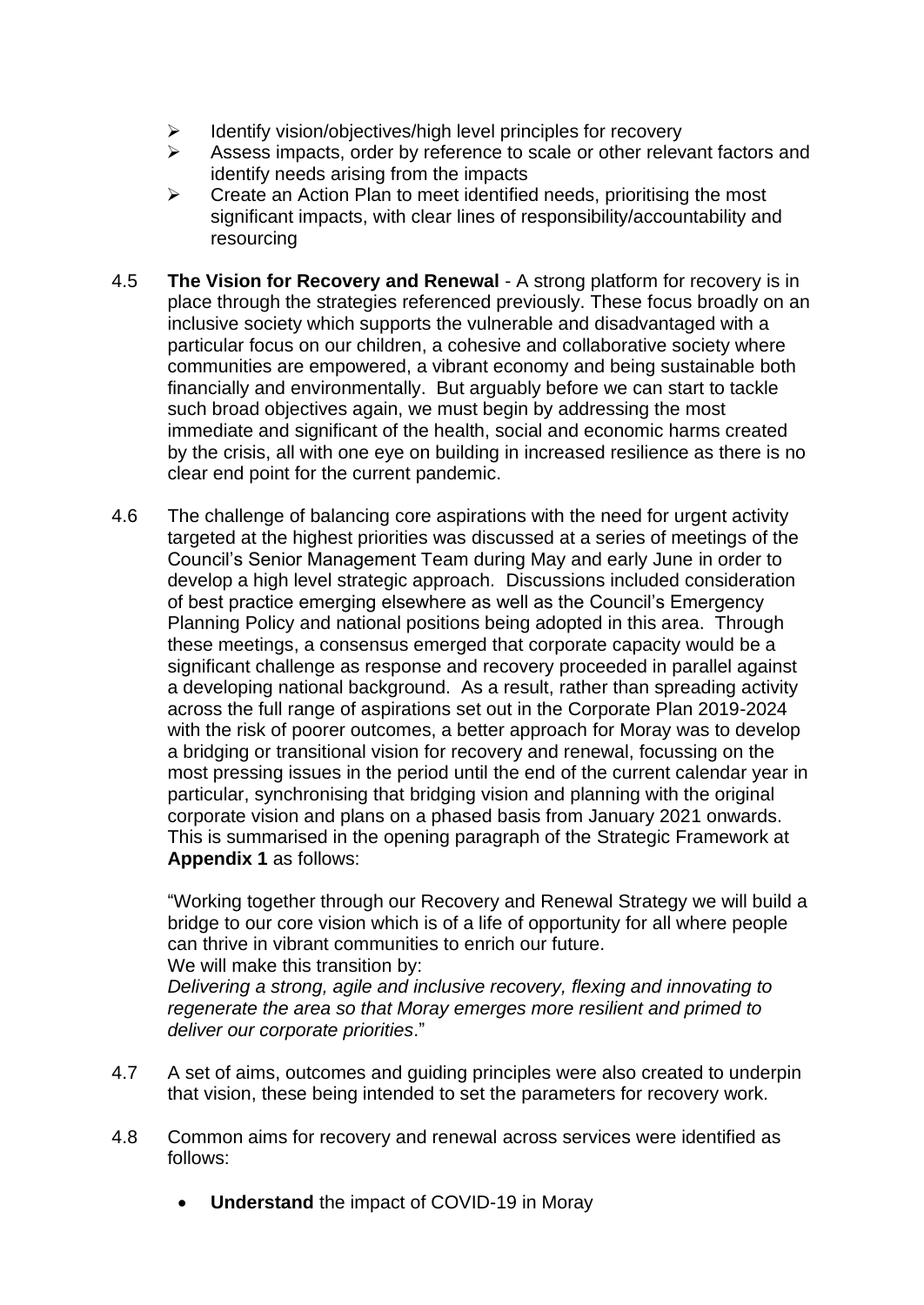- Identify vision/objectives/high level principles for recovery
- Assess impacts, order by reference to scale or other relevant factors and identify needs arising from the impacts
- Create an Action Plan to meet identified needs, prioritising the most significant impacts, with clear lines of responsibility/accountability and resourcing

4.5 **The Vision for Recovery and Renewal** - A strong platform for recovery is in place through the strategies referenced previously. These focus broadly on an inclusive society which supports the vulnerable and disadvantaged with a particular focus on our children, a cohesive and collaborative society where communities are empowered, a vibrant economy and being sustainable both financially and environmentally. But arguably before we can start to tackle such broad objectives again, we must begin by addressing the most immediate and significant of the health, social and economic harms created by the crisis, all with one eye on building in increased resilience as there is no clear end point for the current pandemic.

4.6 The challenge of balancing core aspirations with the need for urgent activity targeted at the highest priorities was discussed at a series of meetings of the Council's Senior Management Team during May and early June in order to develop a high level strategic approach. Discussions included consideration of best practice emerging elsewhere as well as the Council's Emergency Planning Policy and national positions being adopted in this area. Through these meetings, a consensus emerged that corporate capacity would be a significant challenge as response and recovery proceeded in parallel against a developing national background. As a result, rather than spreading activity across the full range of aspirations set out in the Corporate Plan 2019-2024 with the risk of poorer outcomes, a better approach for Moray was to develop a bridging or transitional vision for recovery and renewal, focussing on the most pressing issues in the period until the end of the current calendar year in particular, synchronising that bridging vision and planning with the original corporate vision and plans on a phased basis from January 2021 onwards. This is summarised in the opening paragraph of the Strategic Framework at **Appendix 1** as follows:

"Working together through our Recovery and Renewal Strategy we will build a bridge to our core vision which is of a life of opportunity for all where people can thrive in vibrant communities to enrich our future.
We will make this transition by:
*Delivering a strong, agile and inclusive recovery, flexing and innovating to regenerate the area so that Moray emerges more resilient and primed to deliver our corporate priorities*."

4.7 A set of aims, outcomes and guiding principles were also created to underpin that vision, these being intended to set the parameters for recovery work.

4.8 Common aims for recovery and renewal across services were identified as follows:

- **Understand** the impact of COVID-19 in Moray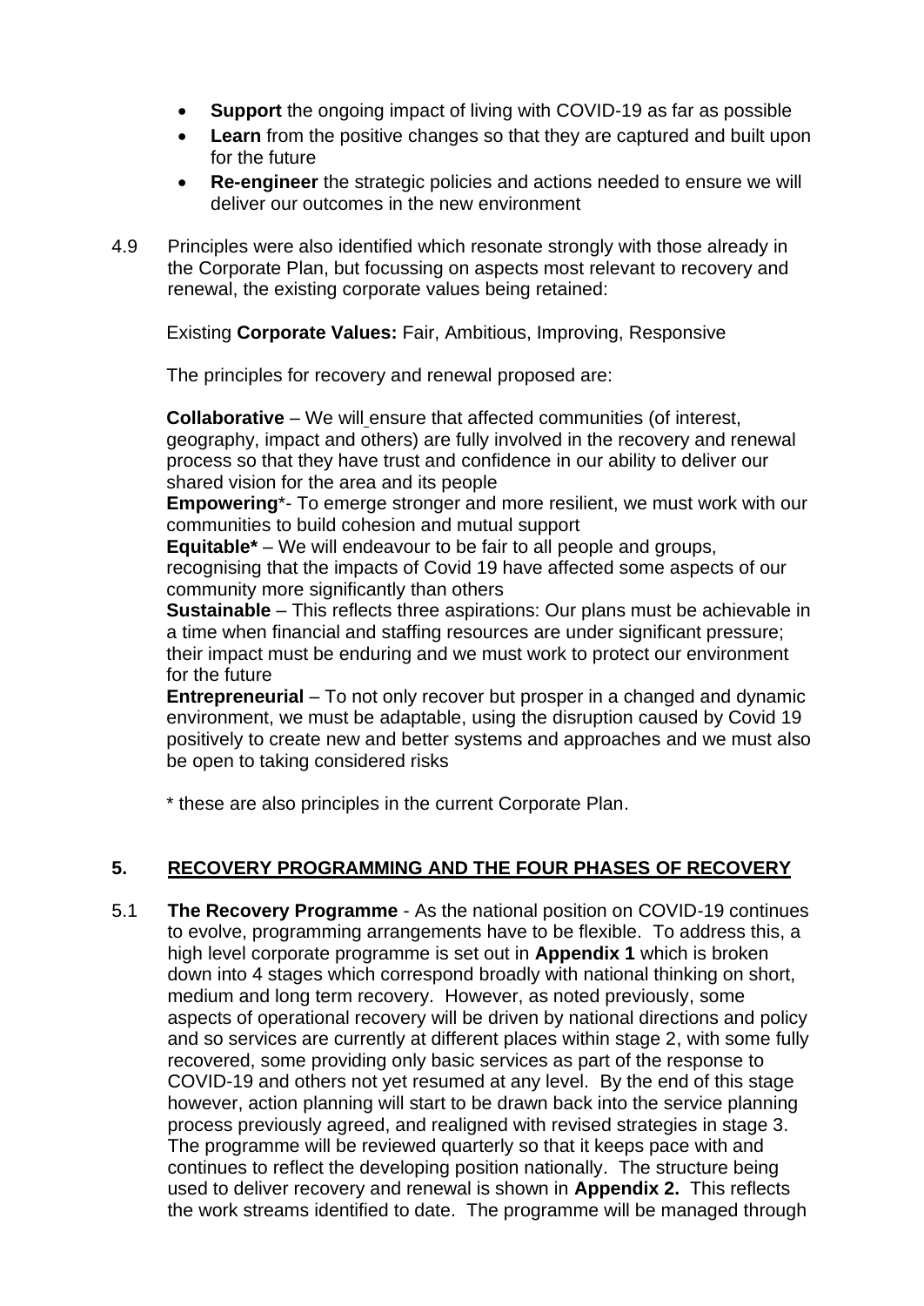- **Support** the ongoing impact of living with COVID-19 as far as possible
- **Learn** from the positive changes so that they are captured and built upon for the future
- **Re-engineer** the strategic policies and actions needed to ensure we will deliver our outcomes in the new environment

4.9 Principles were also identified which resonate strongly with those already in the Corporate Plan, but focussing on aspects most relevant to recovery and renewal, the existing corporate values being retained:

Existing **Corporate Values:** Fair, Ambitious, Improving, Responsive

The principles for recovery and renewal proposed are:

**Collaborative** – We will ensure that affected communities (of interest, geography, impact and others) are fully involved in the recovery and renewal process so that they have trust and confidence in our ability to deliver our shared vision for the area and its people

**Empowering***- To emerge stronger and more resilient, we must work with our communities to build cohesion and mutual support

**Equitable*** – We will endeavour to be fair to all people and groups, recognising that the impacts of Covid 19 have affected some aspects of our community more significantly than others

**Sustainable** – This reflects three aspirations: Our plans must be achievable in a time when financial and staffing resources are under significant pressure; their impact must be enduring and we must work to protect our environment for the future

**Entrepreneurial** – To not only recover but prosper in a changed and dynamic environment, we must be adaptable, using the disruption caused by Covid 19 positively to create new and better systems and approaches and we must also be open to taking considered risks

* these are also principles in the current Corporate Plan.

## 5. RECOVERY PROGRAMMING AND THE FOUR PHASES OF RECOVERY

5.1 **The Recovery Programme** - As the national position on COVID-19 continues to evolve, programming arrangements have to be flexible. To address this, a high level corporate programme is set out in **Appendix 1** which is broken down into 4 stages which correspond broadly with national thinking on short, medium and long term recovery. However, as noted previously, some aspects of operational recovery will be driven by national directions and policy and so services are currently at different places within stage 2, with some fully recovered, some providing only basic services as part of the response to COVID-19 and others not yet resumed at any level. By the end of this stage however, action planning will start to be drawn back into the service planning process previously agreed, and realigned with revised strategies in stage 3. The programme will be reviewed quarterly so that it keeps pace with and continues to reflect the developing position nationally. The structure being used to deliver recovery and renewal is shown in **Appendix 2.** This reflects the work streams identified to date. The programme will be managed through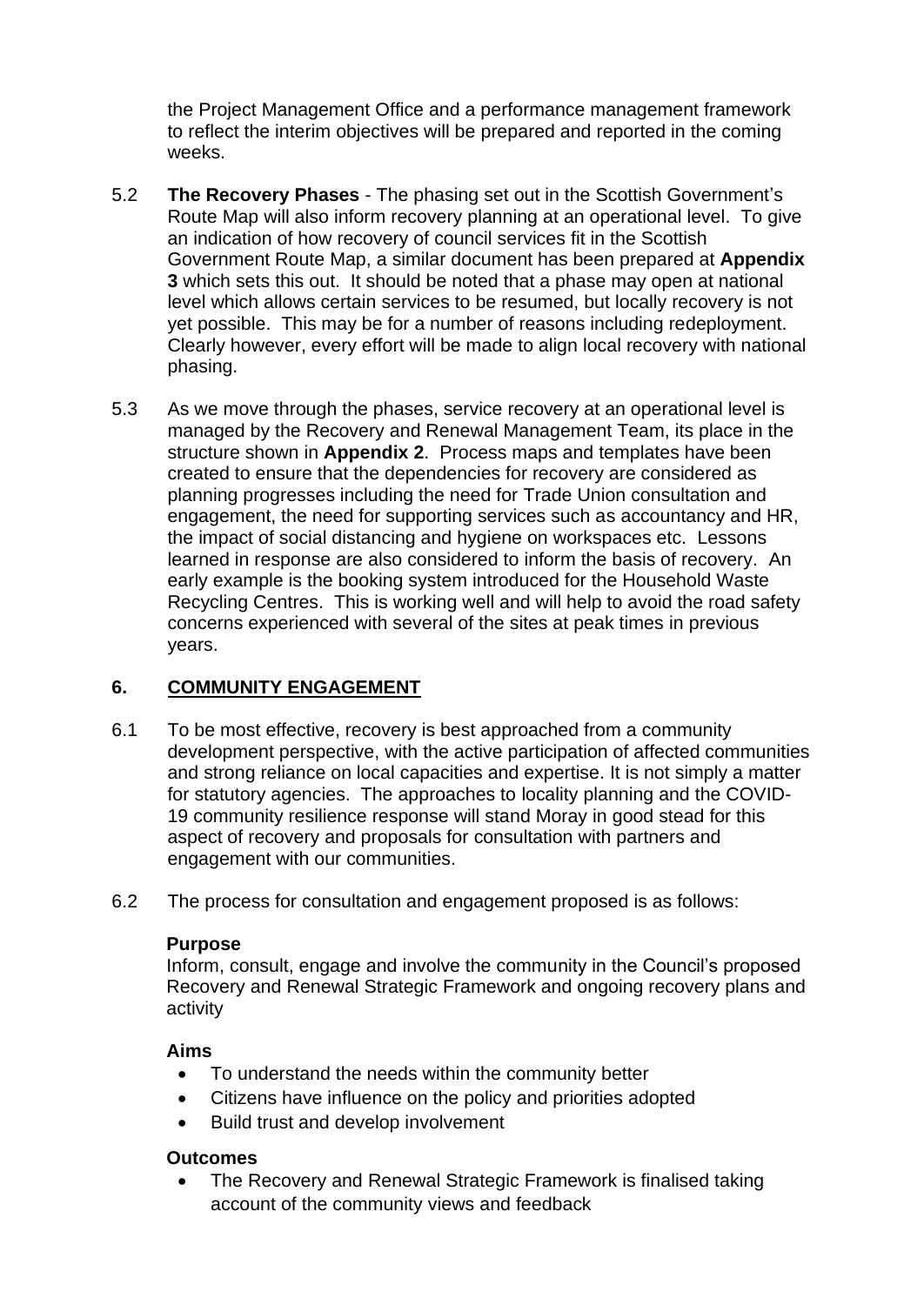the Project Management Office and a performance management framework to reflect the interim objectives will be prepared and reported in the coming weeks.

5.2 **The Recovery Phases** - The phasing set out in the Scottish Government's Route Map will also inform recovery planning at an operational level. To give an indication of how recovery of council services fit in the Scottish Government Route Map, a similar document has been prepared at **Appendix 3** which sets this out. It should be noted that a phase may open at national level which allows certain services to be resumed, but locally recovery is not yet possible. This may be for a number of reasons including redeployment. Clearly however, every effort will be made to align local recovery with national phasing.

5.3 As we move through the phases, service recovery at an operational level is managed by the Recovery and Renewal Management Team, its place in the structure shown in **Appendix 2**. Process maps and templates have been created to ensure that the dependencies for recovery are considered as planning progresses including the need for Trade Union consultation and engagement, the need for supporting services such as accountancy and HR, the impact of social distancing and hygiene on workspaces etc. Lessons learned in response are also considered to inform the basis of recovery. An early example is the booking system introduced for the Household Waste Recycling Centres. This is working well and will help to avoid the road safety concerns experienced with several of the sites at peak times in previous years.

## 6. COMMUNITY ENGAGEMENT

6.1 To be most effective, recovery is best approached from a community development perspective, with the active participation of affected communities and strong reliance on local capacities and expertise. It is not simply a matter for statutory agencies. The approaches to locality planning and the COVID-19 community resilience response will stand Moray in good stead for this aspect of recovery and proposals for consultation with partners and engagement with our communities.

6.2 The process for consultation and engagement proposed is as follows:

**Purpose**

Inform, consult, engage and involve the community in the Council's proposed Recovery and Renewal Strategic Framework and ongoing recovery plans and activity

**Aims**

- To understand the needs within the community better
- Citizens have influence on the policy and priorities adopted
- Build trust and develop involvement

**Outcomes**

- The Recovery and Renewal Strategic Framework is finalised taking account of the community views and feedback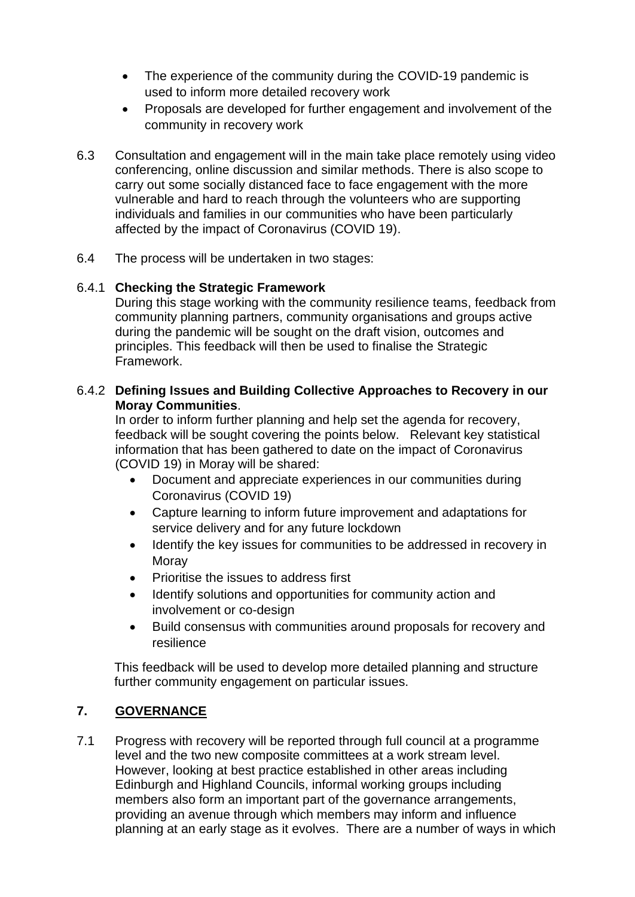- The experience of the community during the COVID-19 pandemic is used to inform more detailed recovery work
- Proposals are developed for further engagement and involvement of the community in recovery work

6.3 Consultation and engagement will in the main take place remotely using video conferencing, online discussion and similar methods. There is also scope to carry out some socially distanced face to face engagement with the more vulnerable and hard to reach through the volunteers who are supporting individuals and families in our communities who have been particularly affected by the impact of Coronavirus (COVID 19).

6.4 The process will be undertaken in two stages:

6.4.1 **Checking the Strategic Framework**
During this stage working with the community resilience teams, feedback from community planning partners, community organisations and groups active during the pandemic will be sought on the draft vision, outcomes and principles. This feedback will then be used to finalise the Strategic Framework.

6.4.2 **Defining Issues and Building Collective Approaches to Recovery in our Moray Communities**.
In order to inform further planning and help set the agenda for recovery, feedback will be sought covering the points below. Relevant key statistical information that has been gathered to date on the impact of Coronavirus (COVID 19) in Moray will be shared:

- Document and appreciate experiences in our communities during Coronavirus (COVID 19)
- Capture learning to inform future improvement and adaptations for service delivery and for any future lockdown
- Identify the key issues for communities to be addressed in recovery in Moray
- Prioritise the issues to address first
- Identify solutions and opportunities for community action and involvement or co-design
- Build consensus with communities around proposals for recovery and resilience

This feedback will be used to develop more detailed planning and structure further community engagement on particular issues.

## 7. GOVERNANCE

7.1 Progress with recovery will be reported through full council at a programme level and the two new composite committees at a work stream level. However, looking at best practice established in other areas including Edinburgh and Highland Councils, informal working groups including members also form an important part of the governance arrangements, providing an avenue through which members may inform and influence planning at an early stage as it evolves. There are a number of ways in which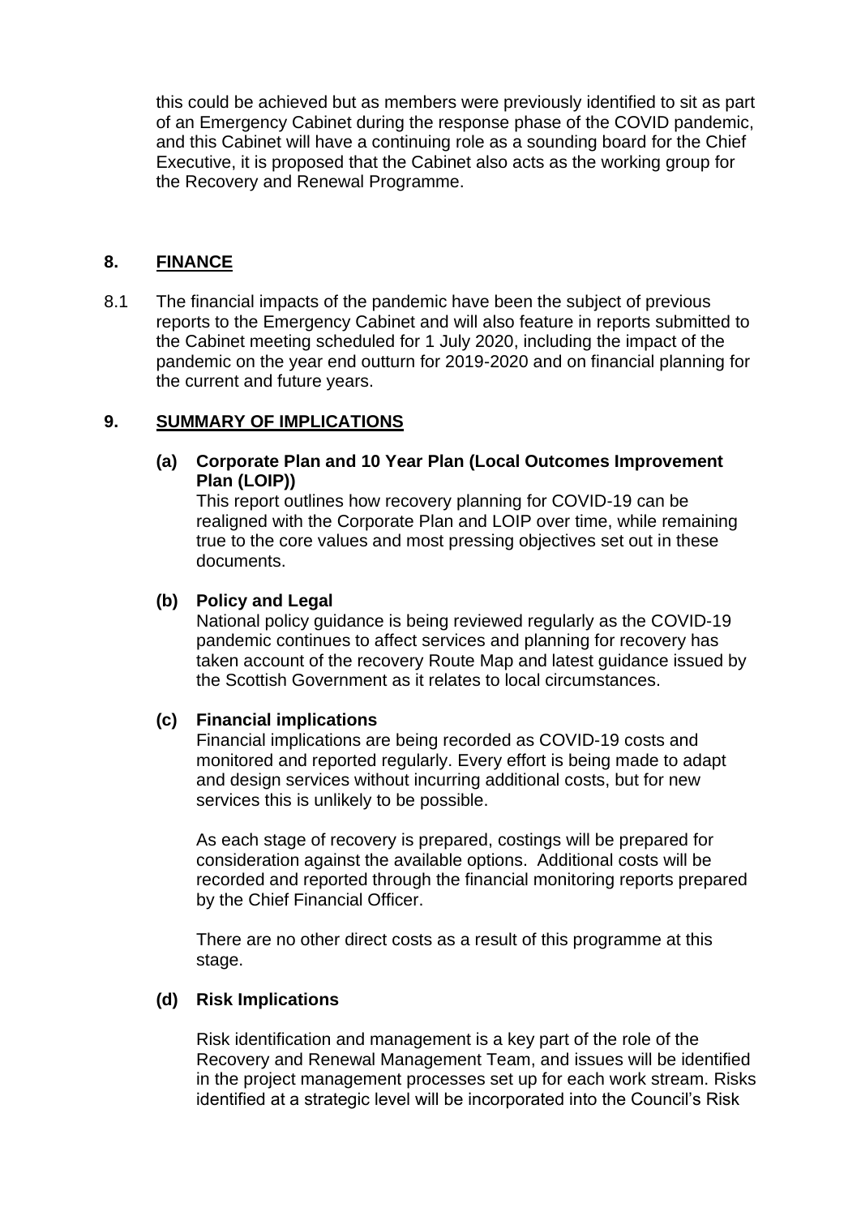this could be achieved but as members were previously identified to sit as part of an Emergency Cabinet during the response phase of the COVID pandemic, and this Cabinet will have a continuing role as a sounding board for the Chief Executive, it is proposed that the Cabinet also acts as the working group for the Recovery and Renewal Programme.

## 8. FINANCE

8.1 The financial impacts of the pandemic have been the subject of previous reports to the Emergency Cabinet and will also feature in reports submitted to the Cabinet meeting scheduled for 1 July 2020, including the impact of the pandemic on the year end outturn for 2019-2020 and on financial planning for the current and future years.

## 9. SUMMARY OF IMPLICATIONS

**(a) Corporate Plan and 10 Year Plan (Local Outcomes Improvement Plan (LOIP))**

This report outlines how recovery planning for COVID-19 can be realigned with the Corporate Plan and LOIP over time, while remaining true to the core values and most pressing objectives set out in these documents.

**(b) Policy and Legal**

National policy guidance is being reviewed regularly as the COVID-19 pandemic continues to affect services and planning for recovery has taken account of the recovery Route Map and latest guidance issued by the Scottish Government as it relates to local circumstances.

**(c) Financial implications**

Financial implications are being recorded as COVID-19 costs and monitored and reported regularly. Every effort is being made to adapt and design services without incurring additional costs, but for new services this is unlikely to be possible.

As each stage of recovery is prepared, costings will be prepared for consideration against the available options. Additional costs will be recorded and reported through the financial monitoring reports prepared by the Chief Financial Officer.

There are no other direct costs as a result of this programme at this stage.

**(d) Risk Implications**

Risk identification and management is a key part of the role of the Recovery and Renewal Management Team, and issues will be identified in the project management processes set up for each work stream. Risks identified at a strategic level will be incorporated into the Council's Risk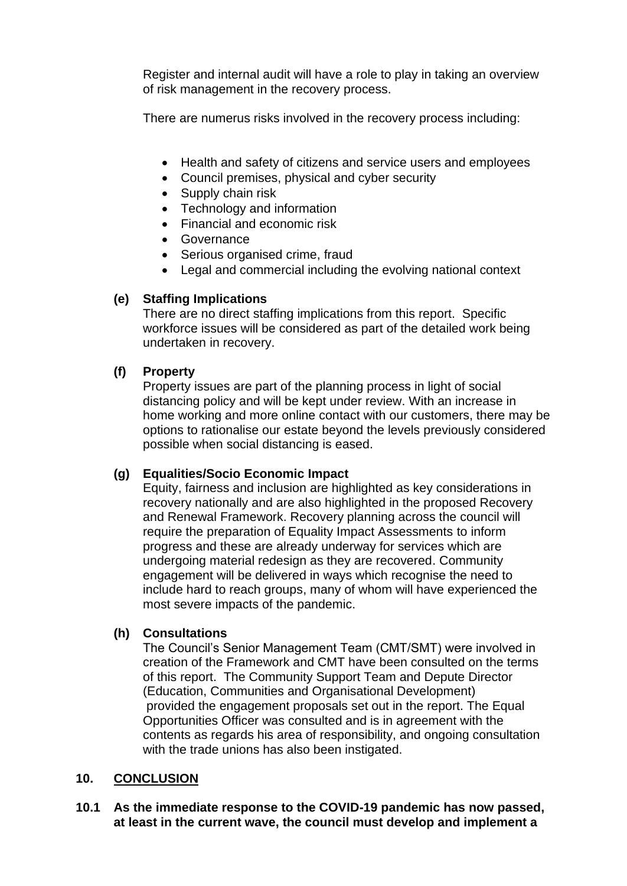Register and internal audit will have a role to play in taking an overview of risk management in the recovery process.

There are numerus risks involved in the recovery process including:

- Health and safety of citizens and service users and employees
- Council premises, physical and cyber security
- Supply chain risk
- Technology and information
- Financial and economic risk
- Governance
- Serious organised crime, fraud
- Legal and commercial including the evolving national context

**(e) Staffing Implications**

There are no direct staffing implications from this report. Specific workforce issues will be considered as part of the detailed work being undertaken in recovery.

**(f) Property**

Property issues are part of the planning process in light of social distancing policy and will be kept under review. With an increase in home working and more online contact with our customers, there may be options to rationalise our estate beyond the levels previously considered possible when social distancing is eased.

**(g) Equalities/Socio Economic Impact**

Equity, fairness and inclusion are highlighted as key considerations in recovery nationally and are also highlighted in the proposed Recovery and Renewal Framework. Recovery planning across the council will require the preparation of Equality Impact Assessments to inform progress and these are already underway for services which are undergoing material redesign as they are recovered. Community engagement will be delivered in ways which recognise the need to include hard to reach groups, many of whom will have experienced the most severe impacts of the pandemic.

**(h) Consultations**

The Council's Senior Management Team (CMT/SMT) were involved in creation of the Framework and CMT have been consulted on the terms of this report. The Community Support Team and Depute Director (Education, Communities and Organisational Development) provided the engagement proposals set out in the report. The Equal Opportunities Officer was consulted and is in agreement with the contents as regards his area of responsibility, and ongoing consultation with the trade unions has also been instigated.

## 10. CONCLUSION

**10.1 As the immediate response to the COVID-19 pandemic has now passed, at least in the current wave, the council must develop and implement a**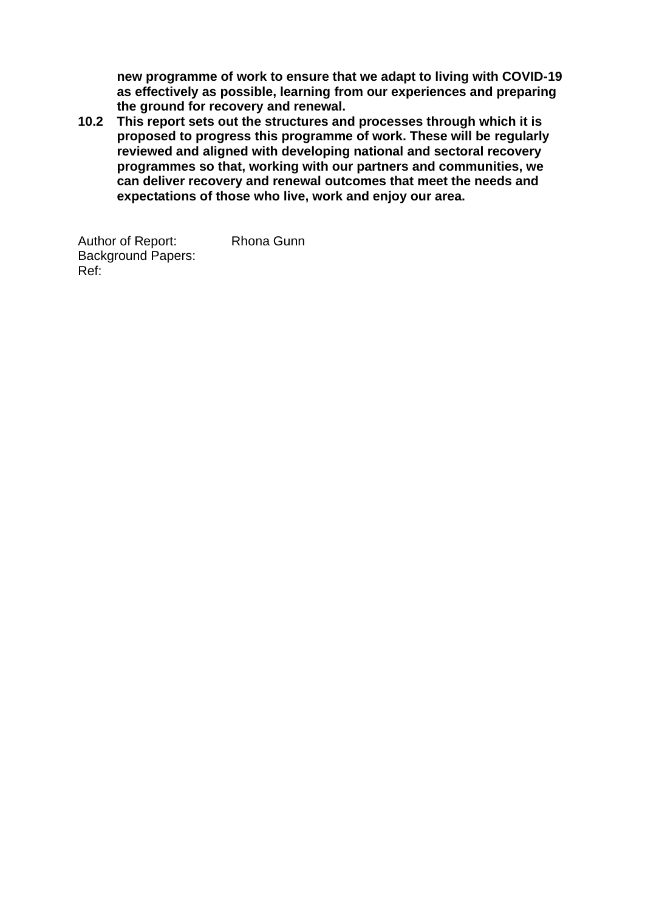**new programme of work to ensure that we adapt to living with COVID-19 as effectively as possible, learning from our experiences and preparing the ground for recovery and renewal.**

**10.2 This report sets out the structures and processes through which it is proposed to progress this programme of work. These will be regularly reviewed and aligned with developing national and sectoral recovery programmes so that, working with our partners and communities, we can deliver recovery and renewal outcomes that meet the needs and expectations of those who live, work and enjoy our area.**

Author of Report: Rhona Gunn
Background Papers:
Ref: